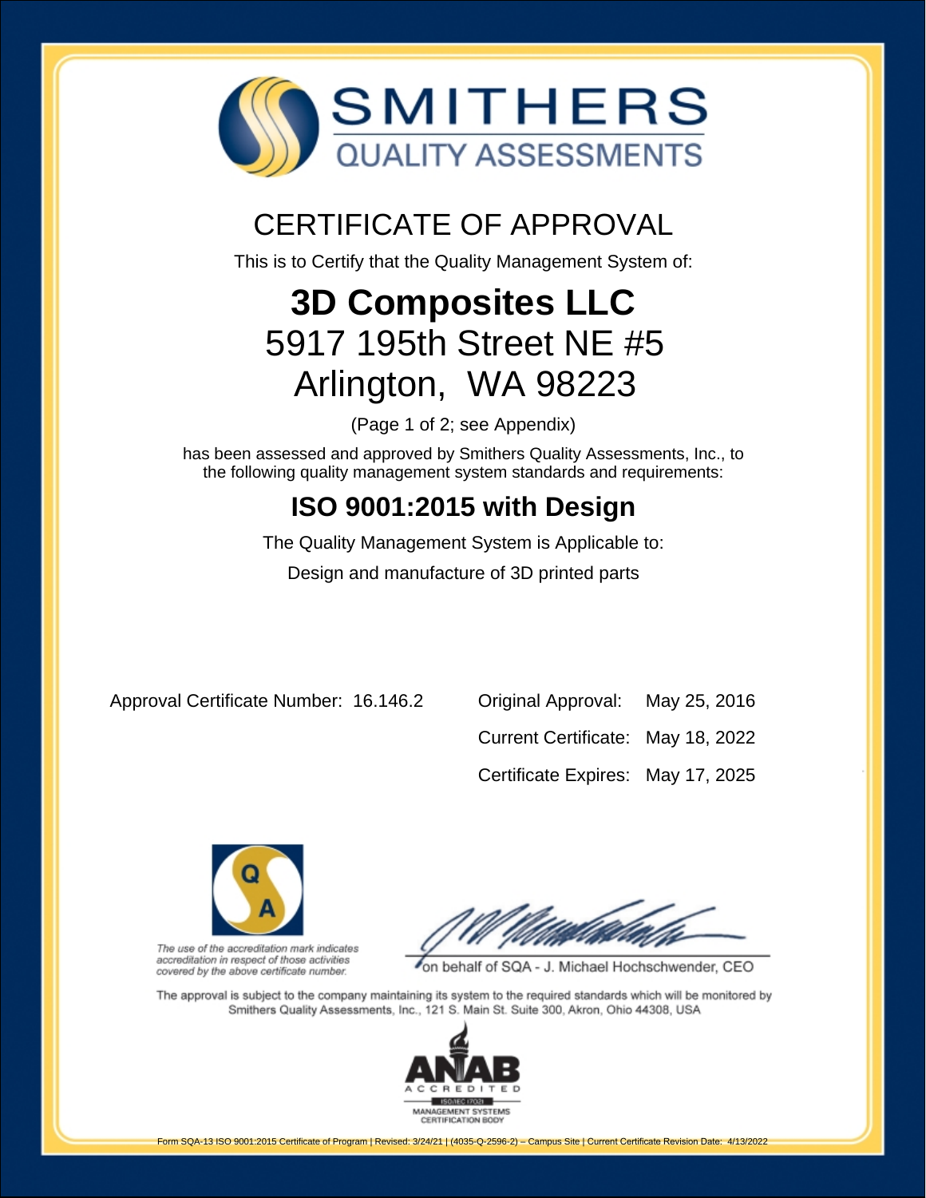# SMITHERS
## QUALITY ASSESSMENTS

# CERTIFICATE OF APPROVAL

This is to Certify that the Quality Management System of:

## 3D Composites LLC
## 5917 195th Street NE #5
## Arlington, WA 98223

(Page 1 of 2; see Appendix)

has been assessed and approved by Smithers Quality Assessments, Inc., to the following quality management system standards and requirements:

## ISO 9001:2015 with Design

The Quality Management System is Applicable to:

Design and manufacture of 3D printed parts

Approval Certificate Number: 16.146.2

| | |
|---|---|
| Original Approval: | May 25, 2016 |
| Current Certificate: | May 18, 2022 |
| Certificate Expires: | May 17, 2025 |

QA

*The use of the accreditation mark indicates accreditation in respect of those activities covered by the above certificate number.*

on behalf of SQA - J. Michael Hochschwender, CEO

The approval is subject to the company maintaining its system to the required standards which will be monitored by Smithers Quality Assessments, Inc., 121 S. Main St. Suite 300, Akron, Ohio 44308, USA

ANAB ACCREDITED ISO/IEC 17021 MANAGEMENT SYSTEMS CERTIFICATION BODY

Form SQA-13 ISO 9001:2015 Certificate of Program | Revised: 3/24/21 | (4035-Q-2596-2) – Campus Site | Current Certificate Revision Date: 4/13/2022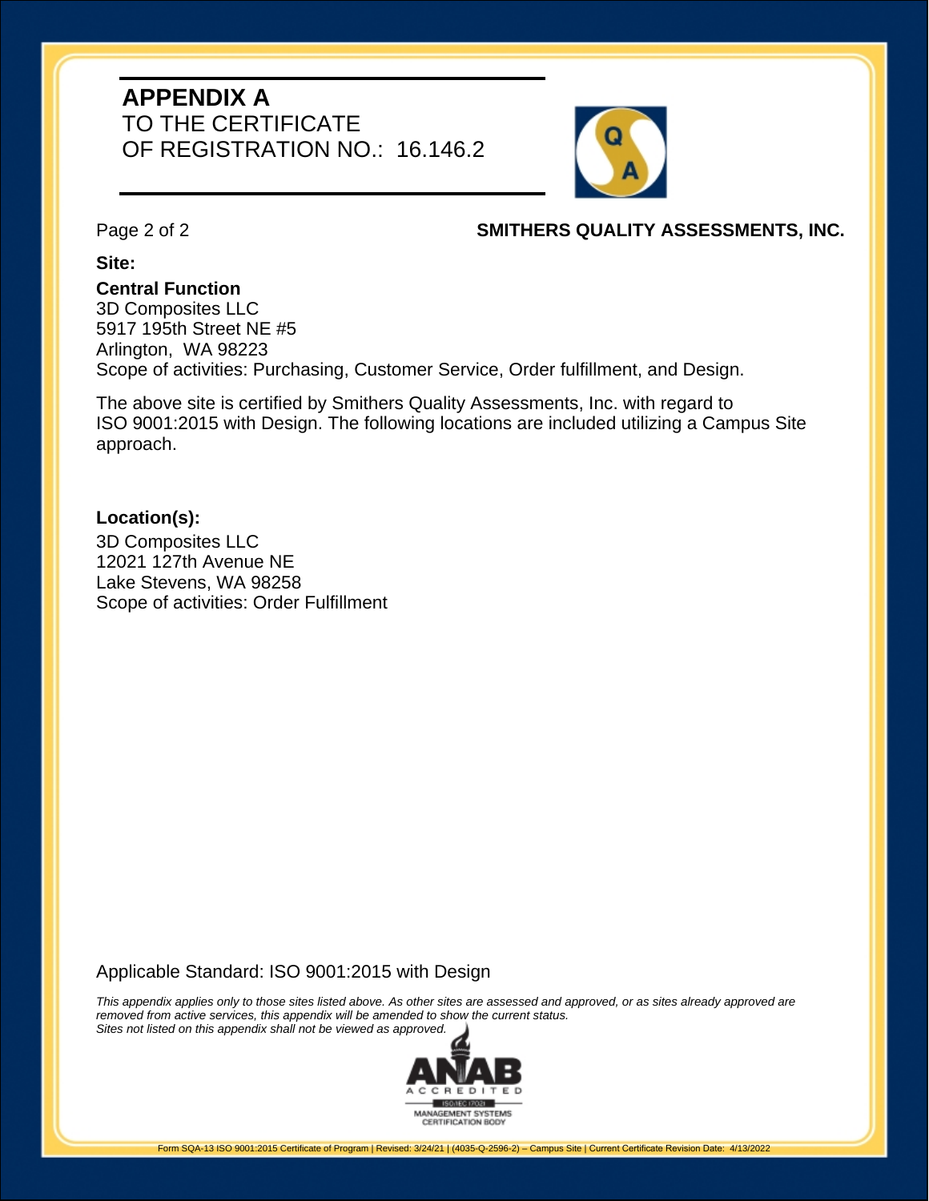# APPENDIX A

TO THE CERTIFICATE
OF REGISTRATION NO.: 16.146.2

**SMITHERS QUALITY ASSESSMENTS, INC.**

**Site:**

**Central Function**
3D Composites LLC
5917 195th Street NE #5
Arlington, WA 98223
Scope of activities: Purchasing, Customer Service, Order fulfillment, and Design.

The above site is certified by Smithers Quality Assessments, Inc. with regard to ISO 9001:2015 with Design. The following locations are included utilizing a Campus Site approach.

**Location(s):**

3D Composites LLC
12021 127th Avenue NE
Lake Stevens, WA 98258
Scope of activities: Order Fulfillment

Applicable Standard: ISO 9001:2015 with Design

*This appendix applies only to those sites listed above. As other sites are assessed and approved, or as sites already approved are removed from active services, this appendix will be amended to show the current status.*
*Sites not listed on this appendix shall not be viewed as approved.*

ANAB ACCREDITED
ISO/IEC 17021
MANAGEMENT SYSTEMS CERTIFICATION BODY

Form SQA-13 ISO 9001:2015 Certificate of Program | Revised: 3/24/21 | (4035-Q-2596-2) – Campus Site | Current Certificate Revision Date: 4/13/2022